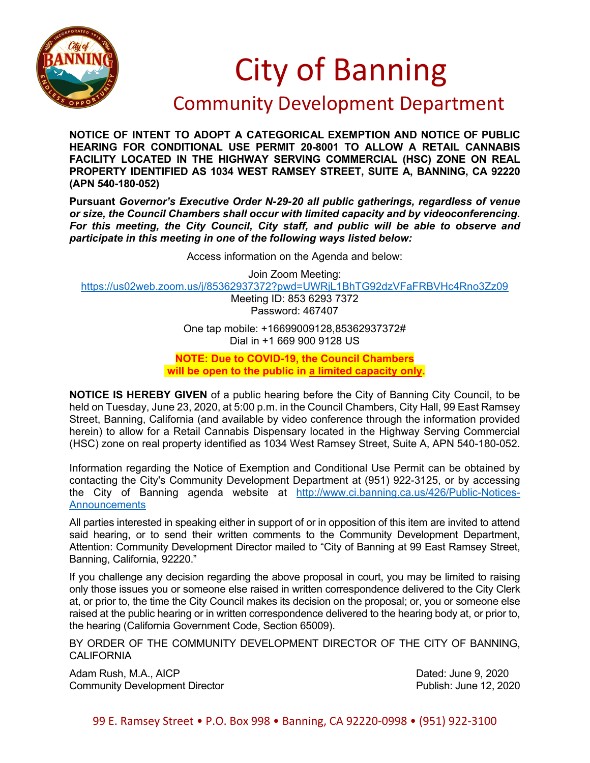# City of Banning

## Community Development Department

**NOTICE OF INTENT TO ADOPT A CATEGORICAL EXEMPTION AND NOTICE OF PUBLIC HEARING FOR CONDITIONAL USE PERMIT 20-8001 TO ALLOW A RETAIL CANNABIS FACILITY LOCATED IN THE HIGHWAY SERVING COMMERCIAL (HSC) ZONE ON REAL PROPERTY IDENTIFIED AS 1034 WEST RAMSEY STREET, SUITE A, BANNING, CA 92220 (APN 540-180-052)**

**Pursuant *Governor's Executive Order N-29-20 all public gatherings, regardless of venue or size, the Council Chambers shall occur with limited capacity and by videoconferencing. For this meeting, the City Council, City staff, and public will be able to observe and participate in this meeting in one of the following ways listed below:***

Access information on the Agenda and below:

Join Zoom Meeting:
https://us02web.zoom.us/j/85362937372?pwd=UWRjL1BhTG92dzVFaFRBVHc4Rno3Zz09
Meeting ID: 853 6293 7372
Password: 467407

One tap mobile: +16699009128,85362937372#
Dial in +1 669 900 9128 US

**NOTE: Due to COVID-19, the Council Chambers will be open to the public in a limited capacity only.**

**NOTICE IS HEREBY GIVEN** of a public hearing before the City of Banning City Council, to be held on Tuesday, June 23, 2020, at 5:00 p.m. in the Council Chambers, City Hall, 99 East Ramsey Street, Banning, California (and available by video conference through the information provided herein) to allow for a Retail Cannabis Dispensary located in the Highway Serving Commercial (HSC) zone on real property identified as 1034 West Ramsey Street, Suite A, APN 540-180-052.

Information regarding the Notice of Exemption and Conditional Use Permit can be obtained by contacting the City's Community Development Department at (951) 922-3125, or by accessing the City of Banning agenda website at http://www.ci.banning.ca.us/426/Public-Notices-Announcements

All parties interested in speaking either in support of or in opposition of this item are invited to attend said hearing, or to send their written comments to the Community Development Department, Attention: Community Development Director mailed to "City of Banning at 99 East Ramsey Street, Banning, California, 92220."

If you challenge any decision regarding the above proposal in court, you may be limited to raising only those issues you or someone else raised in written correspondence delivered to the City Clerk at, or prior to, the time the City Council makes its decision on the proposal; or, you or someone else raised at the public hearing or in written correspondence delivered to the hearing body at, or prior to, the hearing (California Government Code, Section 65009).

BY ORDER OF THE COMMUNITY DEVELOPMENT DIRECTOR OF THE CITY OF BANNING, CALIFORNIA

Adam Rush, M.A., AICP
Community Development Director

Dated: June 9, 2020
Publish: June 12, 2020

99 E. Ramsey Street • P.O. Box 998 • Banning, CA 92220-0998 • (951) 922-3100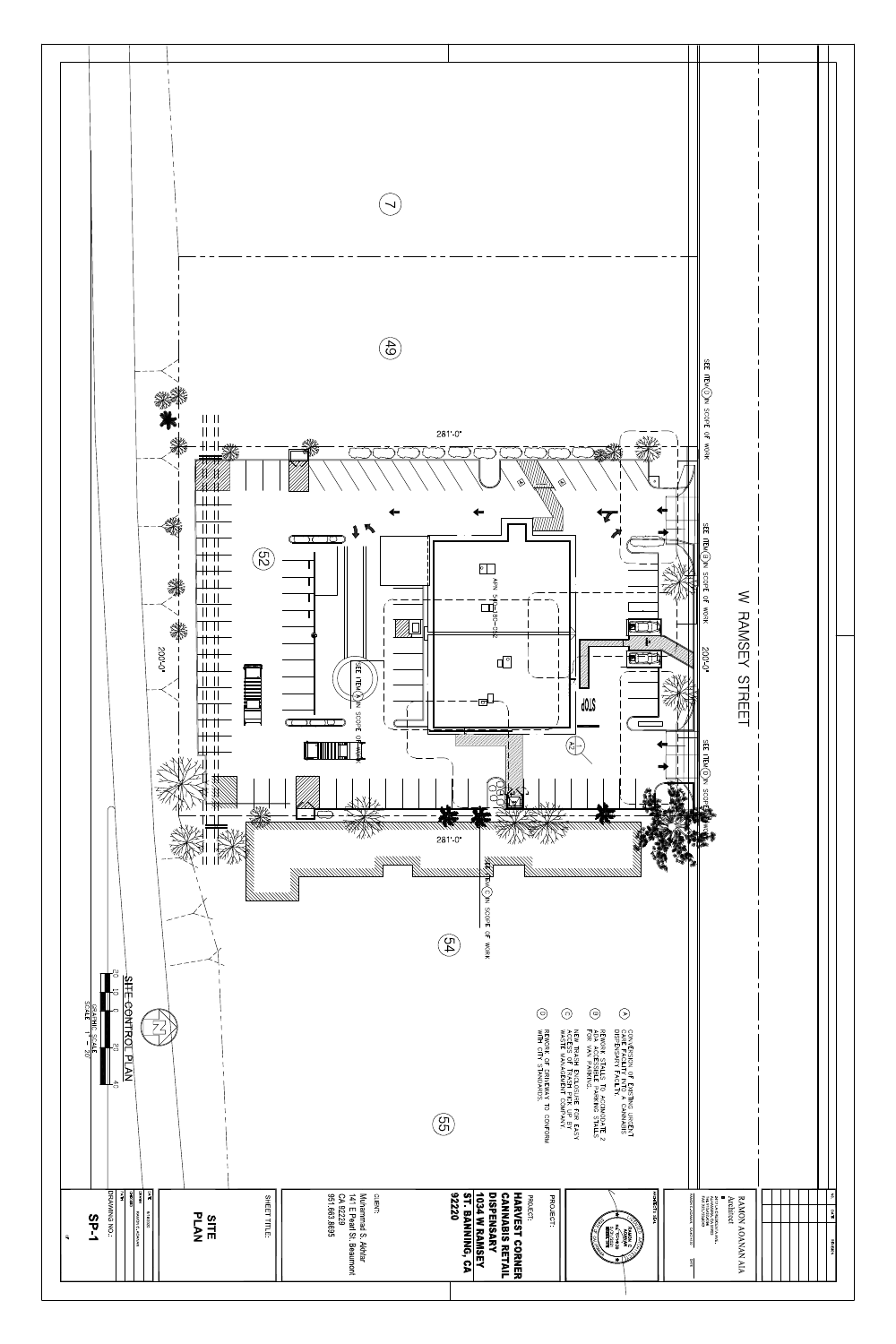W RAMSEY STREET

SEE ITEM (D) IN SCOPE OF WORK

SEE ITEM (B) IN SCOPE OF WORK

SEE ITEM (D) IN SCOPE OF WORK

SEE ITEM (A) IN SCOPE OF WORK

SEE ITEM (C) IN SCOPE OF WORK

281'-0"

200'-0"

APN 541-180-002

STOP

(7) (49) (52) (54) (55)

(A) CONVERSION OF EXISTING URGENT CARE FACILITY INTO A CANNABIS DISPENSARY FACILITY.

(B) REWORK STALLS TO ACCOMMODATE 2 ADA ACCESSIBLE PARKING STALLS FOR VAN PARKING.

(C) NEW TRASH ENCLOSURE FOR EASY ACCESS OF TRASH PICK UP BY WASTE MANAGEMENT COMPANY.

(D) REWORK OF DRIVEWAY TO CONFORM WITH CITY STANDARDS.

SITE CONTROL PLAN

GRAPHIC SCALE
SCALE: 1" = 20'

20 10 0 20 40

RAMON AOANAN AIA
Architect

PROJECT:

**HARVEST CORNER CANNABIS RETAIL DISPENSARY**
**1034 W RAMSEY ST. BANNING, CA 92220**

CLIENT:

Muhammad S. Akhtar
141 E Pearl St. Beaumont
CA 92223
951.663.8695

SHEET TITLE:

**SITE PLAN**

DRAWING NO.:

**SP-1**